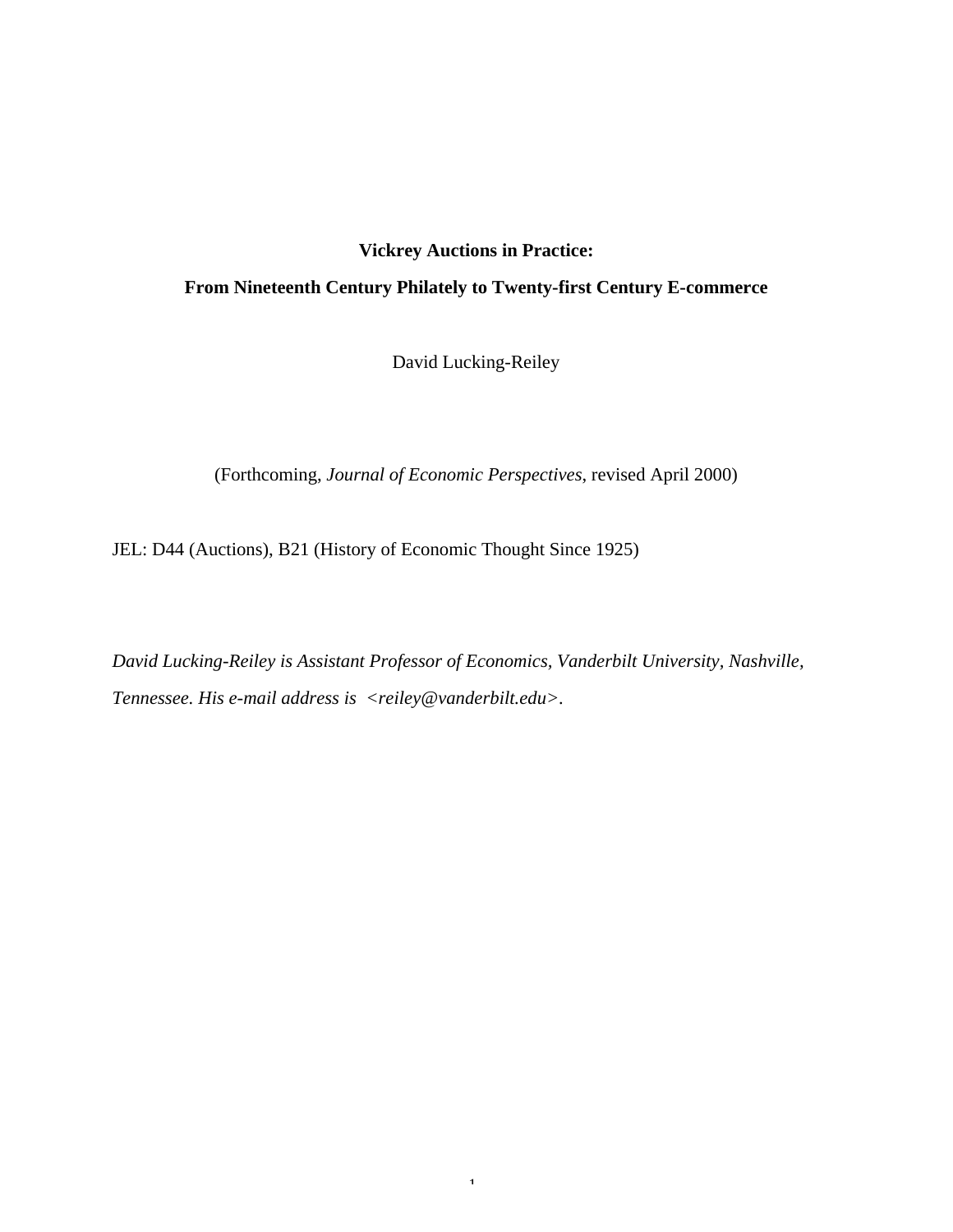# Vickrey Auctions in Practice:

## From Nineteenth Century Philately to Twenty-first Century E-commerce

David Lucking-Reiley

(Forthcoming, *Journal of Economic Perspectives*, revised April 2000)

JEL: D44 (Auctions), B21 (History of Economic Thought Since 1925)

*David Lucking-Reiley is Assistant Professor of Economics, Vanderbilt University, Nashville, Tennessee. His e-mail address is <reiley@vanderbilt.edu>.*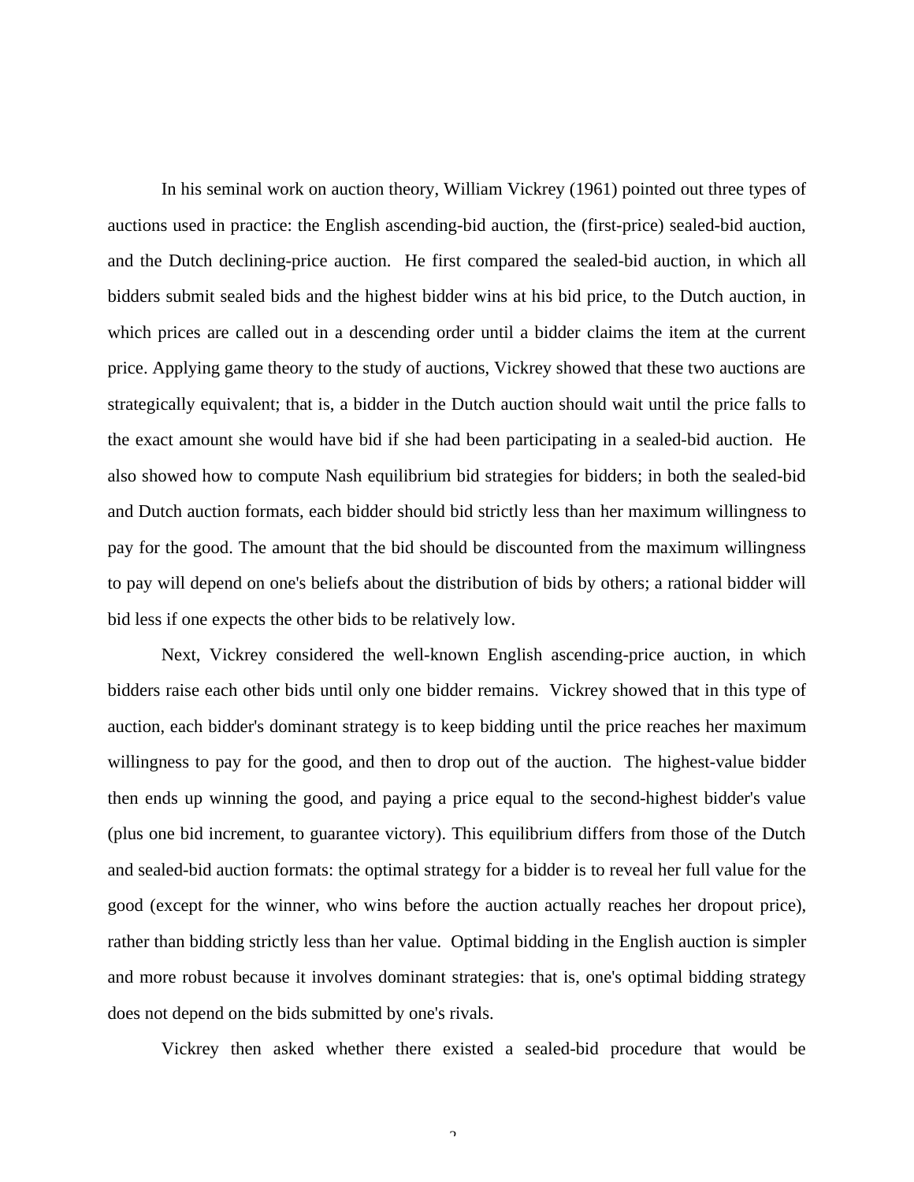In his seminal work on auction theory, William Vickrey (1961) pointed out three types of auctions used in practice: the English ascending-bid auction, the (first-price) sealed-bid auction, and the Dutch declining-price auction. He first compared the sealed-bid auction, in which all bidders submit sealed bids and the highest bidder wins at his bid price, to the Dutch auction, in which prices are called out in a descending order until a bidder claims the item at the current price. Applying game theory to the study of auctions, Vickrey showed that these two auctions are strategically equivalent; that is, a bidder in the Dutch auction should wait until the price falls to the exact amount she would have bid if she had been participating in a sealed-bid auction. He also showed how to compute Nash equilibrium bid strategies for bidders; in both the sealed-bid and Dutch auction formats, each bidder should bid strictly less than her maximum willingness to pay for the good. The amount that the bid should be discounted from the maximum willingness to pay will depend on one's beliefs about the distribution of bids by others; a rational bidder will bid less if one expects the other bids to be relatively low.

Next, Vickrey considered the well-known English ascending-price auction, in which bidders raise each other bids until only one bidder remains. Vickrey showed that in this type of auction, each bidder's dominant strategy is to keep bidding until the price reaches her maximum willingness to pay for the good, and then to drop out of the auction. The highest-value bidder then ends up winning the good, and paying a price equal to the second-highest bidder's value (plus one bid increment, to guarantee victory). This equilibrium differs from those of the Dutch and sealed-bid auction formats: the optimal strategy for a bidder is to reveal her full value for the good (except for the winner, who wins before the auction actually reaches her dropout price), rather than bidding strictly less than her value. Optimal bidding in the English auction is simpler and more robust because it involves dominant strategies: that is, one's optimal bidding strategy does not depend on the bids submitted by one's rivals.

Vickrey then asked whether there existed a sealed-bid procedure that would be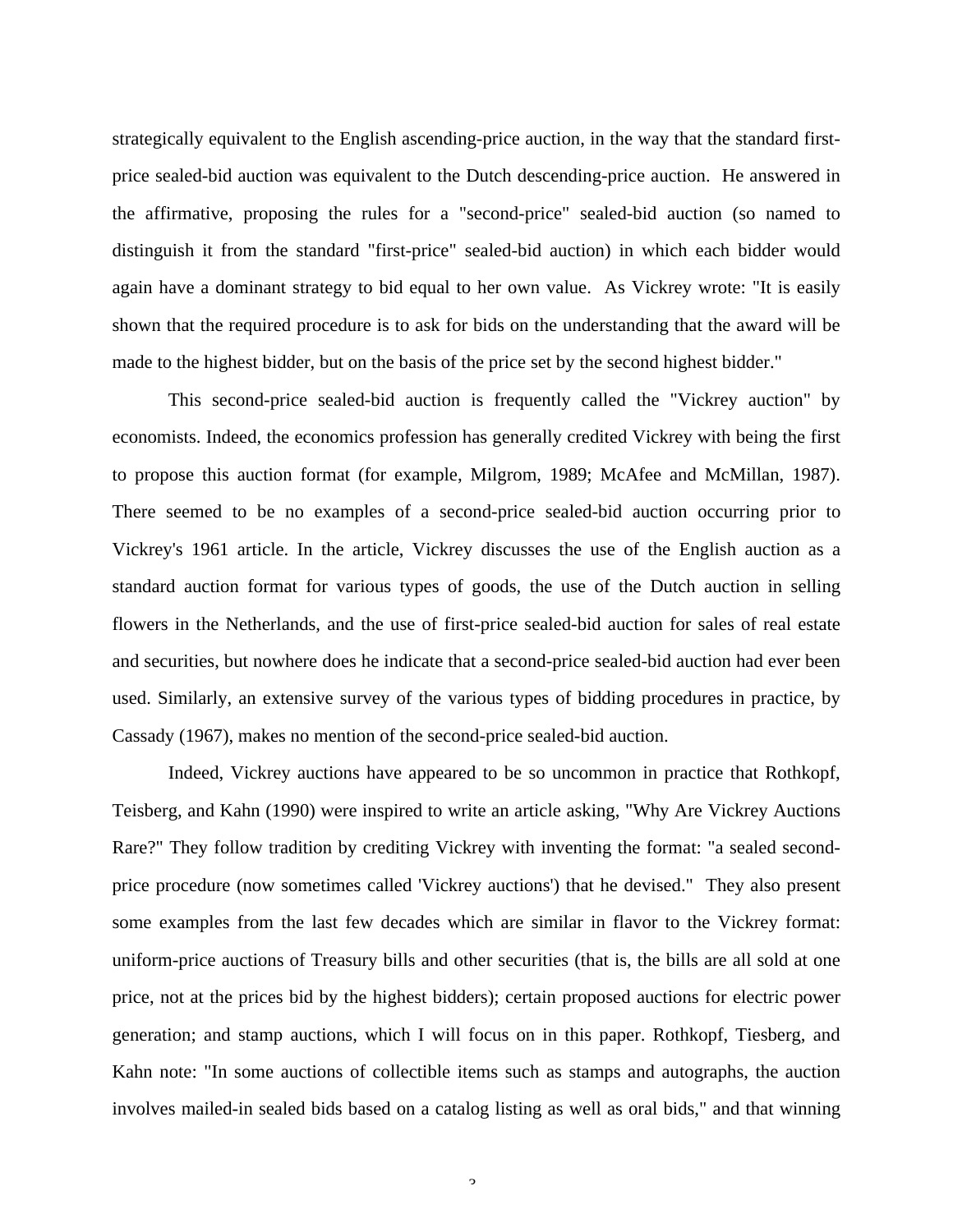strategically equivalent to the English ascending-price auction, in the way that the standard first-price sealed-bid auction was equivalent to the Dutch descending-price auction. He answered in the affirmative, proposing the rules for a "second-price" sealed-bid auction (so named to distinguish it from the standard "first-price" sealed-bid auction) in which each bidder would again have a dominant strategy to bid equal to her own value. As Vickrey wrote: "It is easily shown that the required procedure is to ask for bids on the understanding that the award will be made to the highest bidder, but on the basis of the price set by the second highest bidder."

This second-price sealed-bid auction is frequently called the "Vickrey auction" by economists. Indeed, the economics profession has generally credited Vickrey with being the first to propose this auction format (for example, Milgrom, 1989; McAfee and McMillan, 1987). There seemed to be no examples of a second-price sealed-bid auction occurring prior to Vickrey's 1961 article. In the article, Vickrey discusses the use of the English auction as a standard auction format for various types of goods, the use of the Dutch auction in selling flowers in the Netherlands, and the use of first-price sealed-bid auction for sales of real estate and securities, but nowhere does he indicate that a second-price sealed-bid auction had ever been used. Similarly, an extensive survey of the various types of bidding procedures in practice, by Cassady (1967), makes no mention of the second-price sealed-bid auction.

Indeed, Vickrey auctions have appeared to be so uncommon in practice that Rothkopf, Teisberg, and Kahn (1990) were inspired to write an article asking, "Why Are Vickrey Auctions Rare?" They follow tradition by crediting Vickrey with inventing the format: "a sealed second-price procedure (now sometimes called 'Vickrey auctions') that he devised." They also present some examples from the last few decades which are similar in flavor to the Vickrey format: uniform-price auctions of Treasury bills and other securities (that is, the bills are all sold at one price, not at the prices bid by the highest bidders); certain proposed auctions for electric power generation; and stamp auctions, which I will focus on in this paper. Rothkopf, Tiesberg, and Kahn note: "In some auctions of collectible items such as stamps and autographs, the auction involves mailed-in sealed bids based on a catalog listing as well as oral bids," and that winning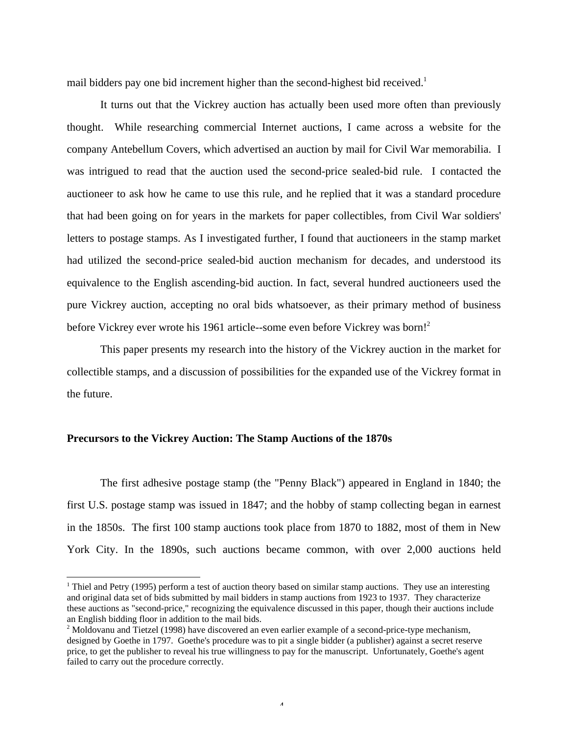mail bidders pay one bid increment higher than the second-highest bid received.[1]

It turns out that the Vickrey auction has actually been used more often than previously thought. While researching commercial Internet auctions, I came across a website for the company Antebellum Covers, which advertised an auction by mail for Civil War memorabilia. I was intrigued to read that the auction used the second-price sealed-bid rule. I contacted the auctioneer to ask how he came to use this rule, and he replied that it was a standard procedure that had been going on for years in the markets for paper collectibles, from Civil War soldiers' letters to postage stamps. As I investigated further, I found that auctioneers in the stamp market had utilized the second-price sealed-bid auction mechanism for decades, and understood its equivalence to the English ascending-bid auction. In fact, several hundred auctioneers used the pure Vickrey auction, accepting no oral bids whatsoever, as their primary method of business before Vickrey ever wrote his 1961 article--some even before Vickrey was born![2]

This paper presents my research into the history of the Vickrey auction in the market for collectible stamps, and a discussion of possibilities for the expanded use of the Vickrey format in the future.

### Precursors to the Vickrey Auction: The Stamp Auctions of the 1870s

The first adhesive postage stamp (the "Penny Black") appeared in England in 1840; the first U.S. postage stamp was issued in 1847; and the hobby of stamp collecting began in earnest in the 1850s. The first 100 stamp auctions took place from 1870 to 1882, most of them in New York City. In the 1890s, such auctions became common, with over 2,000 auctions held

---

[1] Thiel and Petry (1995) perform a test of auction theory based on similar stamp auctions. They use an interesting and original data set of bids submitted by mail bidders in stamp auctions from 1923 to 1937. They characterize these auctions as "second-price," recognizing the equivalence discussed in this paper, though their auctions include an English bidding floor in addition to the mail bids.

[2] Moldovanu and Tietzel (1998) have discovered an even earlier example of a second-price-type mechanism, designed by Goethe in 1797. Goethe's procedure was to pit a single bidder (a publisher) against a secret reserve price, to get the publisher to reveal his true willingness to pay for the manuscript. Unfortunately, Goethe's agent failed to carry out the procedure correctly.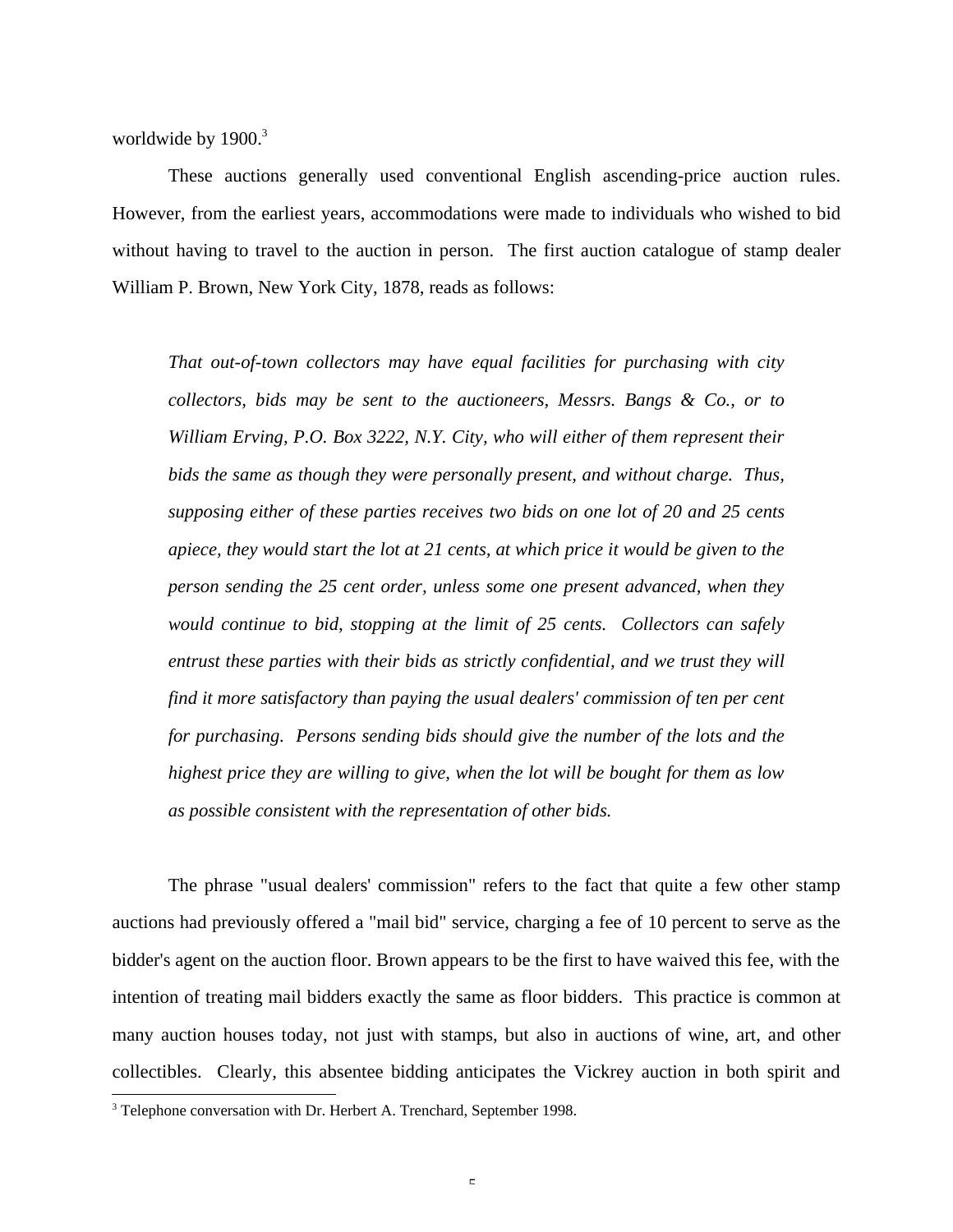worldwide by 1900.[3]

These auctions generally used conventional English ascending-price auction rules. However, from the earliest years, accommodations were made to individuals who wished to bid without having to travel to the auction in person. The first auction catalogue of stamp dealer William P. Brown, New York City, 1878, reads as follows:

> *That out-of-town collectors may have equal facilities for purchasing with city collectors, bids may be sent to the auctioneers, Messrs. Bangs & Co., or to William Erving, P.O. Box 3222, N.Y. City, who will either of them represent their bids the same as though they were personally present, and without charge. Thus, supposing either of these parties receives two bids on one lot of 20 and 25 cents apiece, they would start the lot at 21 cents, at which price it would be given to the person sending the 25 cent order, unless some one present advanced, when they would continue to bid, stopping at the limit of 25 cents. Collectors can safely entrust these parties with their bids as strictly confidential, and we trust they will find it more satisfactory than paying the usual dealers' commission of ten per cent for purchasing. Persons sending bids should give the number of the lots and the highest price they are willing to give, when the lot will be bought for them as low as possible consistent with the representation of other bids.*

The phrase "usual dealers' commission" refers to the fact that quite a few other stamp auctions had previously offered a "mail bid" service, charging a fee of 10 percent to serve as the bidder's agent on the auction floor. Brown appears to be the first to have waived this fee, with the intention of treating mail bidders exactly the same as floor bidders. This practice is common at many auction houses today, not just with stamps, but also in auctions of wine, art, and other collectibles. Clearly, this absentee bidding anticipates the Vickrey auction in both spirit and

[3] Telephone conversation with Dr. Herbert A. Trenchard, September 1998.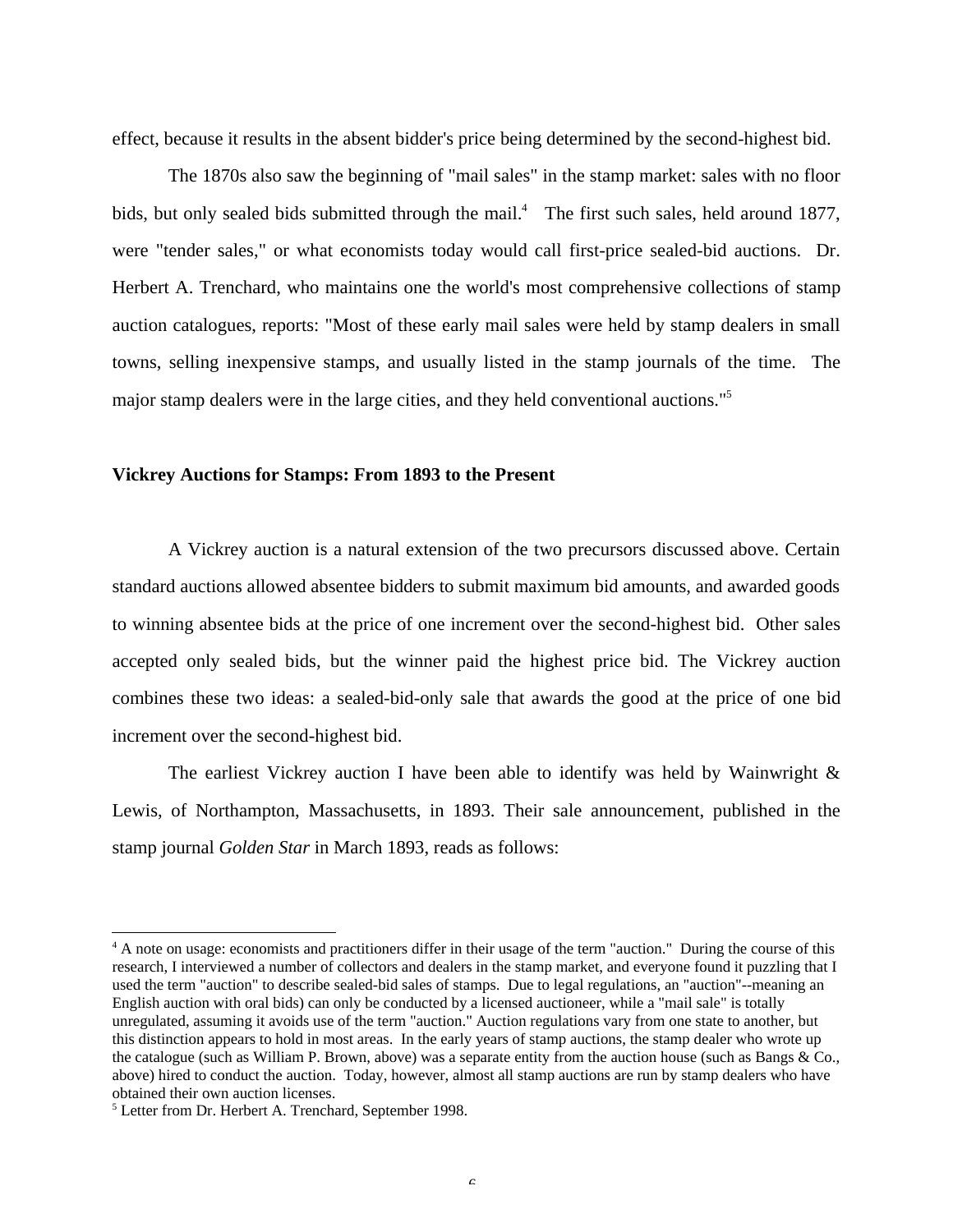effect, because it results in the absent bidder's price being determined by the second-highest bid.

The 1870s also saw the beginning of "mail sales" in the stamp market: sales with no floor bids, but only sealed bids submitted through the mail.[4] The first such sales, held around 1877, were "tender sales," or what economists today would call first-price sealed-bid auctions. Dr. Herbert A. Trenchard, who maintains one the world's most comprehensive collections of stamp auction catalogues, reports: "Most of these early mail sales were held by stamp dealers in small towns, selling inexpensive stamps, and usually listed in the stamp journals of the time. The major stamp dealers were in the large cities, and they held conventional auctions."[5]

**Vickrey Auctions for Stamps: From 1893 to the Present**

A Vickrey auction is a natural extension of the two precursors discussed above. Certain standard auctions allowed absentee bidders to submit maximum bid amounts, and awarded goods to winning absentee bids at the price of one increment over the second-highest bid. Other sales accepted only sealed bids, but the winner paid the highest price bid. The Vickrey auction combines these two ideas: a sealed-bid-only sale that awards the good at the price of one bid increment over the second-highest bid.

The earliest Vickrey auction I have been able to identify was held by Wainwright & Lewis, of Northampton, Massachusetts, in 1893. Their sale announcement, published in the stamp journal *Golden Star* in March 1893, reads as follows:

---

[4] A note on usage: economists and practitioners differ in their usage of the term "auction." During the course of this research, I interviewed a number of collectors and dealers in the stamp market, and everyone found it puzzling that I used the term "auction" to describe sealed-bid sales of stamps. Due to legal regulations, an "auction"--meaning an English auction with oral bids) can only be conducted by a licensed auctioneer, while a "mail sale" is totally unregulated, assuming it avoids use of the term "auction." Auction regulations vary from one state to another, but this distinction appears to hold in most areas. In the early years of stamp auctions, the stamp dealer who wrote up the catalogue (such as William P. Brown, above) was a separate entity from the auction house (such as Bangs & Co., above) hired to conduct the auction. Today, however, almost all stamp auctions are run by stamp dealers who have obtained their own auction licenses.

[5] Letter from Dr. Herbert A. Trenchard, September 1998.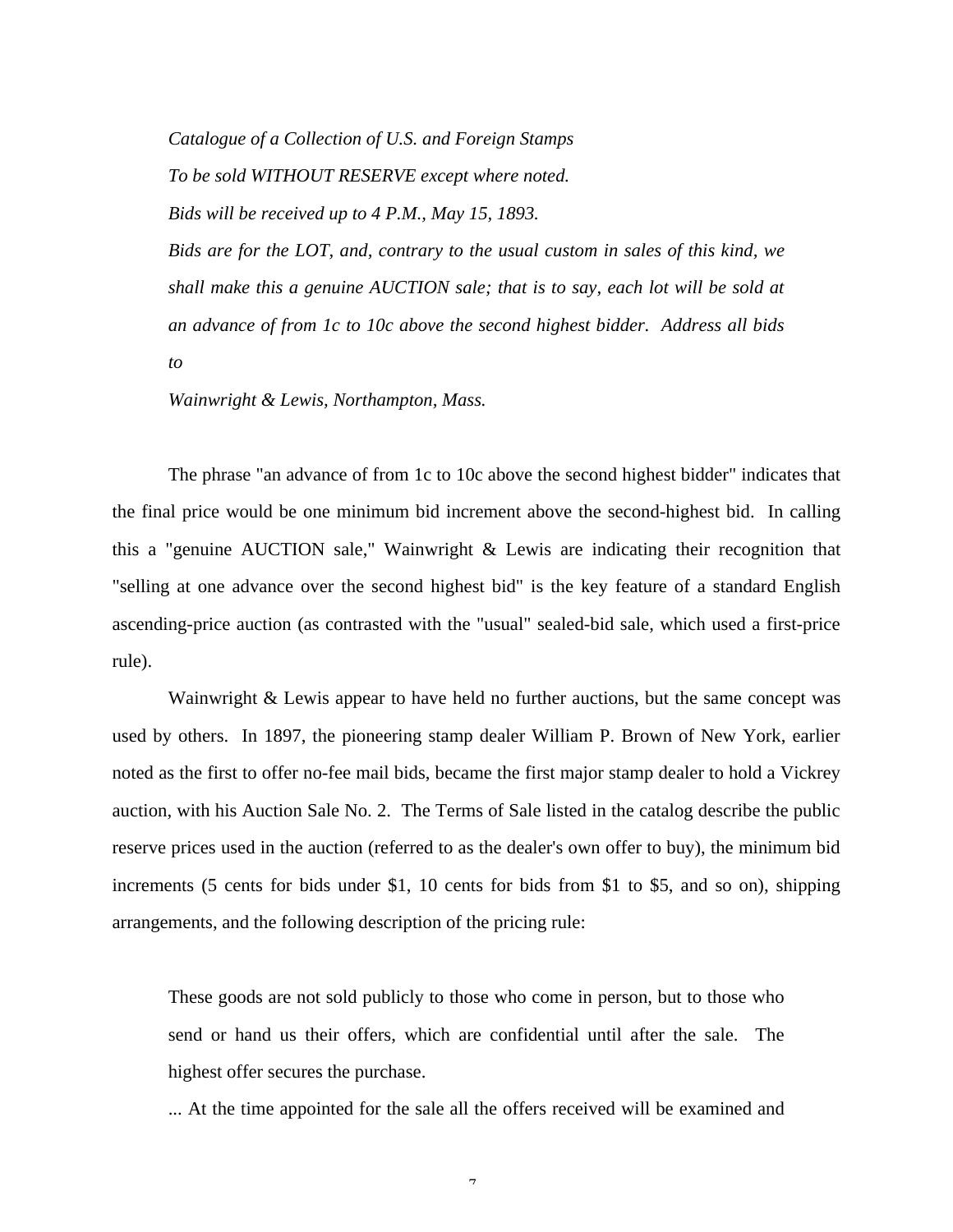> *Catalogue of a Collection of U.S. and Foreign Stamps*
>
> *To be sold WITHOUT RESERVE except where noted.*
>
> *Bids will be received up to 4 P.M., May 15, 1893.*
>
> *Bids are for the LOT, and, contrary to the usual custom in sales of this kind, we shall make this a genuine AUCTION sale; that is to say, each lot will be sold at an advance of from 1c to 10c above the second highest bidder. Address all bids to*
>
> *Wainwright & Lewis, Northampton, Mass.*

The phrase "an advance of from 1c to 10c above the second highest bidder" indicates that the final price would be one minimum bid increment above the second-highest bid. In calling this a "genuine AUCTION sale," Wainwright & Lewis are indicating their recognition that "selling at one advance over the second highest bid" is the key feature of a standard English ascending-price auction (as contrasted with the "usual" sealed-bid sale, which used a first-price rule).

Wainwright & Lewis appear to have held no further auctions, but the same concept was used by others. In 1897, the pioneering stamp dealer William P. Brown of New York, earlier noted as the first to offer no-fee mail bids, became the first major stamp dealer to hold a Vickrey auction, with his Auction Sale No. 2. The Terms of Sale listed in the catalog describe the public reserve prices used in the auction (referred to as the dealer's own offer to buy), the minimum bid increments (5 cents for bids under $1, 10 cents for bids from $1 to $5, and so on), shipping arrangements, and the following description of the pricing rule:

> These goods are not sold publicly to those who come in person, but to those who send or hand us their offers, which are confidential until after the sale. The highest offer secures the purchase.
>
> ... At the time appointed for the sale all the offers received will be examined and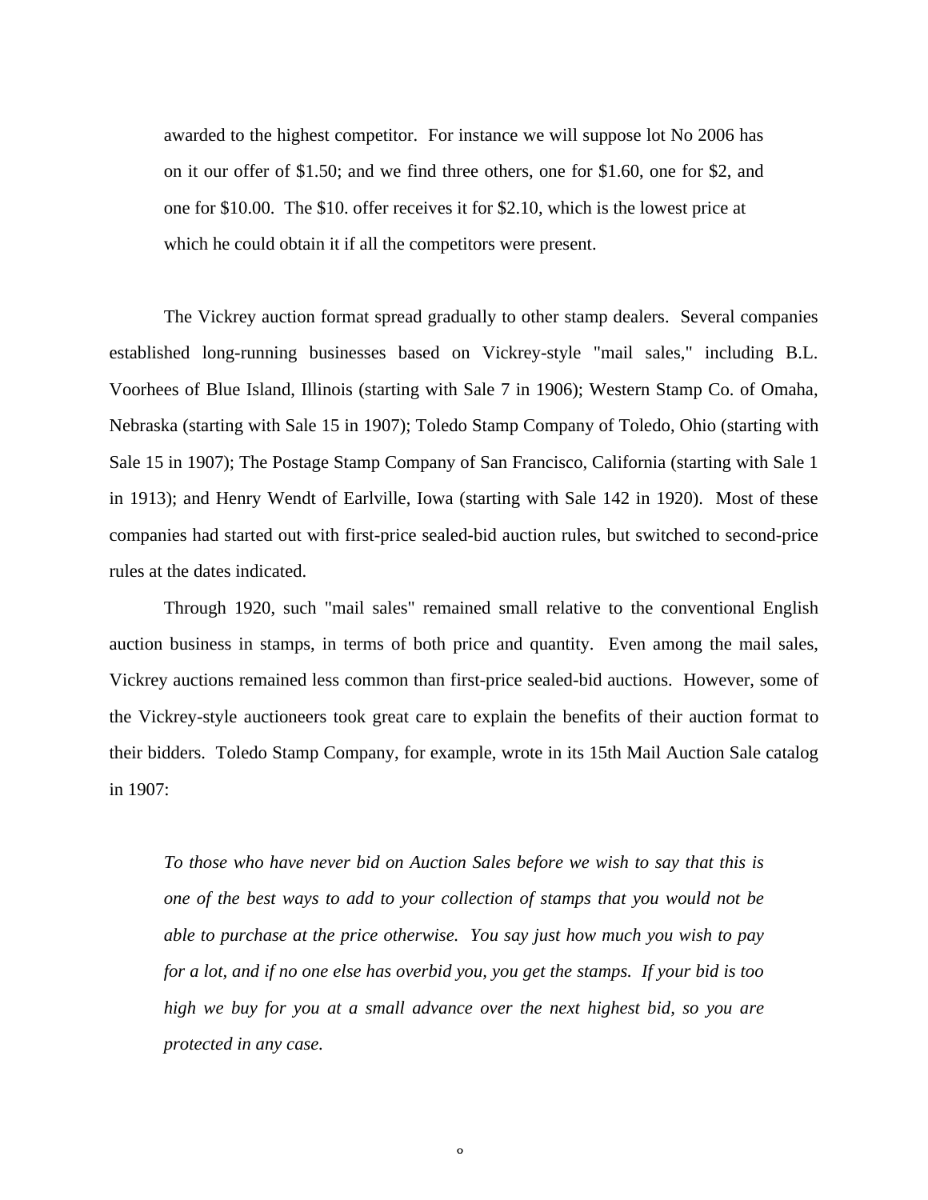> awarded to the highest competitor. For instance we will suppose lot No 2006 has on it our offer of $1.50; and we find three others, one for $1.60, one for $2, and one for $10.00. The $10. offer receives it for $2.10, which is the lowest price at which he could obtain it if all the competitors were present.

The Vickrey auction format spread gradually to other stamp dealers. Several companies established long-running businesses based on Vickrey-style "mail sales," including B.L. Voorhees of Blue Island, Illinois (starting with Sale 7 in 1906); Western Stamp Co. of Omaha, Nebraska (starting with Sale 15 in 1907); Toledo Stamp Company of Toledo, Ohio (starting with Sale 15 in 1907); The Postage Stamp Company of San Francisco, California (starting with Sale 1 in 1913); and Henry Wendt of Earlville, Iowa (starting with Sale 142 in 1920). Most of these companies had started out with first-price sealed-bid auction rules, but switched to second-price rules at the dates indicated.

Through 1920, such "mail sales" remained small relative to the conventional English auction business in stamps, in terms of both price and quantity. Even among the mail sales, Vickrey auctions remained less common than first-price sealed-bid auctions. However, some of the Vickrey-style auctioneers took great care to explain the benefits of their auction format to their bidders. Toledo Stamp Company, for example, wrote in its 15th Mail Auction Sale catalog in 1907:

> *To those who have never bid on Auction Sales before we wish to say that this is one of the best ways to add to your collection of stamps that you would not be able to purchase at the price otherwise. You say just how much you wish to pay for a lot, and if no one else has overbid you, you get the stamps. If your bid is too high we buy for you at a small advance over the next highest bid, so you are protected in any case.*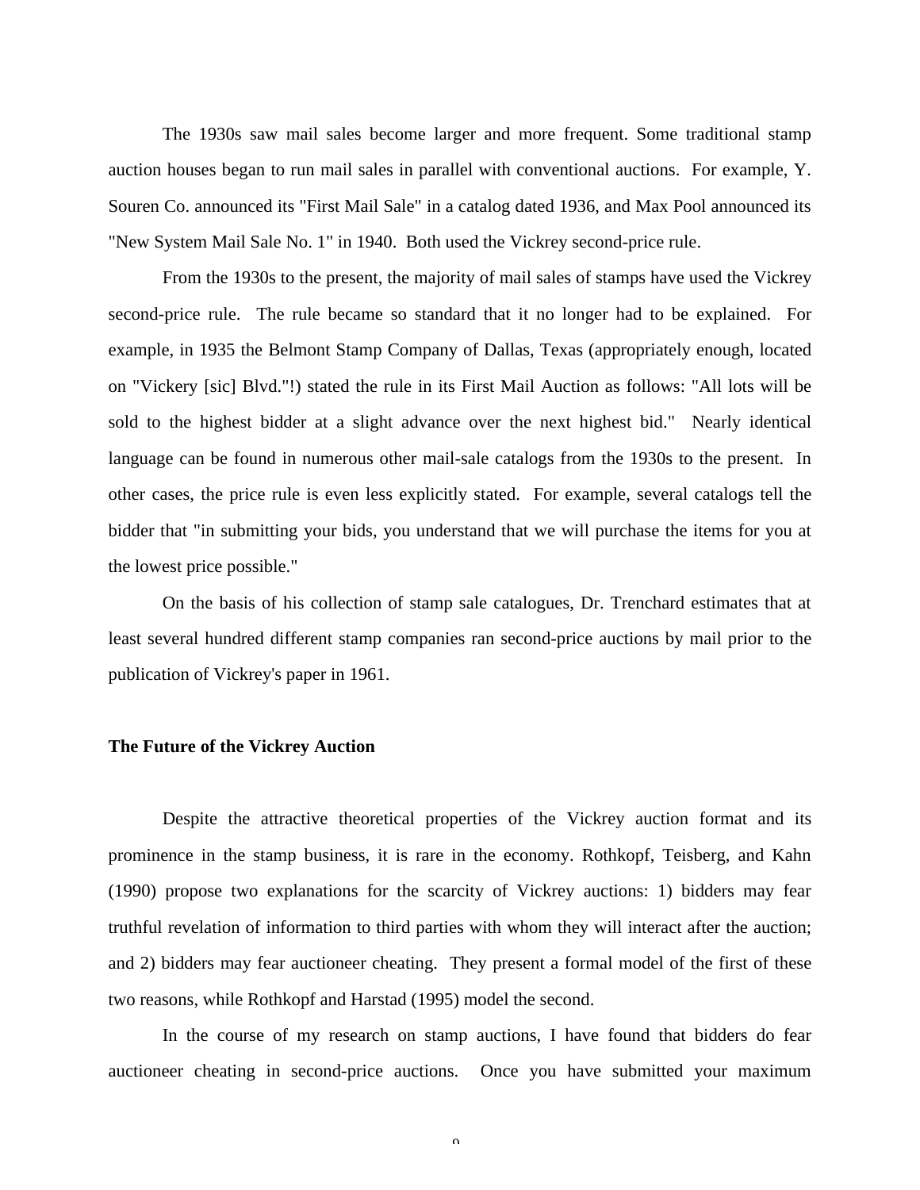The 1930s saw mail sales become larger and more frequent. Some traditional stamp auction houses began to run mail sales in parallel with conventional auctions. For example, Y. Souren Co. announced its "First Mail Sale" in a catalog dated 1936, and Max Pool announced its "New System Mail Sale No. 1" in 1940. Both used the Vickrey second-price rule.

From the 1930s to the present, the majority of mail sales of stamps have used the Vickrey second-price rule. The rule became so standard that it no longer had to be explained. For example, in 1935 the Belmont Stamp Company of Dallas, Texas (appropriately enough, located on "Vickery [sic] Blvd."!) stated the rule in its First Mail Auction as follows: "All lots will be sold to the highest bidder at a slight advance over the next highest bid." Nearly identical language can be found in numerous other mail-sale catalogs from the 1930s to the present. In other cases, the price rule is even less explicitly stated. For example, several catalogs tell the bidder that "in submitting your bids, you understand that we will purchase the items for you at the lowest price possible."

On the basis of his collection of stamp sale catalogues, Dr. Trenchard estimates that at least several hundred different stamp companies ran second-price auctions by mail prior to the publication of Vickrey's paper in 1961.

**The Future of the Vickrey Auction**

Despite the attractive theoretical properties of the Vickrey auction format and its prominence in the stamp business, it is rare in the economy. Rothkopf, Teisberg, and Kahn (1990) propose two explanations for the scarcity of Vickrey auctions: 1) bidders may fear truthful revelation of information to third parties with whom they will interact after the auction; and 2) bidders may fear auctioneer cheating. They present a formal model of the first of these two reasons, while Rothkopf and Harstad (1995) model the second.

In the course of my research on stamp auctions, I have found that bidders do fear auctioneer cheating in second-price auctions. Once you have submitted your maximum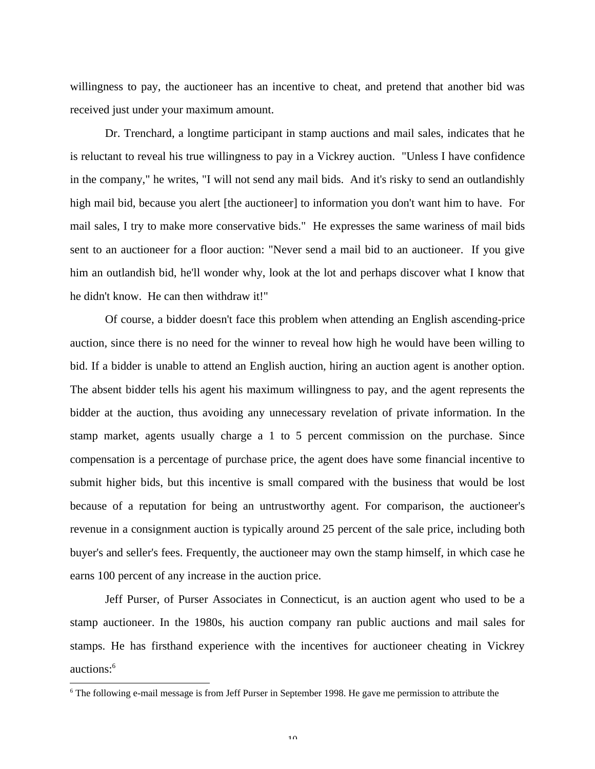willingness to pay, the auctioneer has an incentive to cheat, and pretend that another bid was received just under your maximum amount.

Dr. Trenchard, a longtime participant in stamp auctions and mail sales, indicates that he is reluctant to reveal his true willingness to pay in a Vickrey auction. "Unless I have confidence in the company," he writes, "I will not send any mail bids. And it's risky to send an outlandishly high mail bid, because you alert [the auctioneer] to information you don't want him to have. For mail sales, I try to make more conservative bids." He expresses the same wariness of mail bids sent to an auctioneer for a floor auction: "Never send a mail bid to an auctioneer. If you give him an outlandish bid, he'll wonder why, look at the lot and perhaps discover what I know that he didn't know. He can then withdraw it!"

Of course, a bidder doesn't face this problem when attending an English ascending-price auction, since there is no need for the winner to reveal how high he would have been willing to bid. If a bidder is unable to attend an English auction, hiring an auction agent is another option. The absent bidder tells his agent his maximum willingness to pay, and the agent represents the bidder at the auction, thus avoiding any unnecessary revelation of private information. In the stamp market, agents usually charge a 1 to 5 percent commission on the purchase. Since compensation is a percentage of purchase price, the agent does have some financial incentive to submit higher bids, but this incentive is small compared with the business that would be lost because of a reputation for being an untrustworthy agent. For comparison, the auctioneer's revenue in a consignment auction is typically around 25 percent of the sale price, including both buyer's and seller's fees. Frequently, the auctioneer may own the stamp himself, in which case he earns 100 percent of any increase in the auction price.

Jeff Purser, of Purser Associates in Connecticut, is an auction agent who used to be a stamp auctioneer. In the 1980s, his auction company ran public auctions and mail sales for stamps. He has firsthand experience with the incentives for auctioneer cheating in Vickrey auctions:[6]

[6] The following e-mail message is from Jeff Purser in September 1998. He gave me permission to attribute the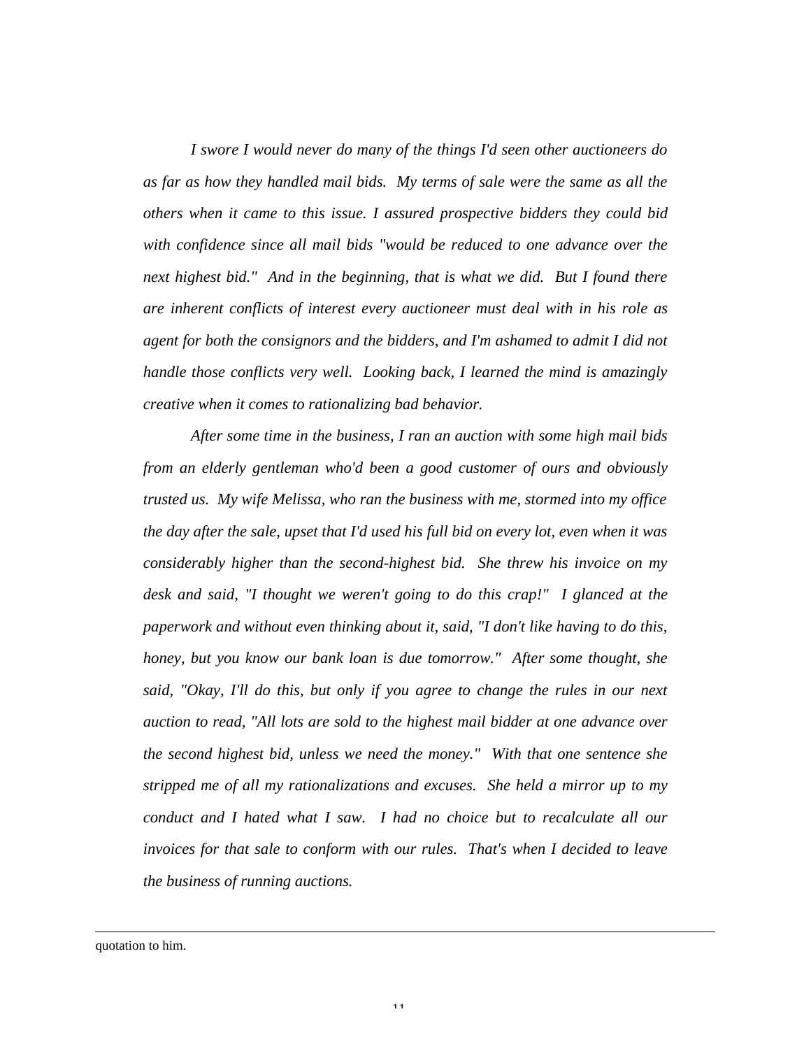*I swore I would never do many of the things I'd seen other auctioneers do as far as how they handled mail bids. My terms of sale were the same as all the others when it came to this issue. I assured prospective bidders they could bid with confidence since all mail bids "would be reduced to one advance over the next highest bid." And in the beginning, that is what we did. But I found there are inherent conflicts of interest every auctioneer must deal with in his role as agent for both the consignors and the bidders, and I'm ashamed to admit I did not handle those conflicts very well. Looking back, I learned the mind is amazingly creative when it comes to rationalizing bad behavior.*

*After some time in the business, I ran an auction with some high mail bids from an elderly gentleman who'd been a good customer of ours and obviously trusted us. My wife Melissa, who ran the business with me, stormed into my office the day after the sale, upset that I'd used his full bid on every lot, even when it was considerably higher than the second-highest bid. She threw his invoice on my desk and said, "I thought we weren't going to do this crap!" I glanced at the paperwork and without even thinking about it, said, "I don't like having to do this, honey, but you know our bank loan is due tomorrow." After some thought, she said, "Okay, I'll do this, but only if you agree to change the rules in our next auction to read, "All lots are sold to the highest mail bidder at one advance over the second highest bid, unless we need the money." With that one sentence she stripped me of all my rationalizations and excuses. She held a mirror up to my conduct and I hated what I saw. I had no choice but to recalculate all our invoices for that sale to conform with our rules. That's when I decided to leave the business of running auctions.*

---

quotation to him.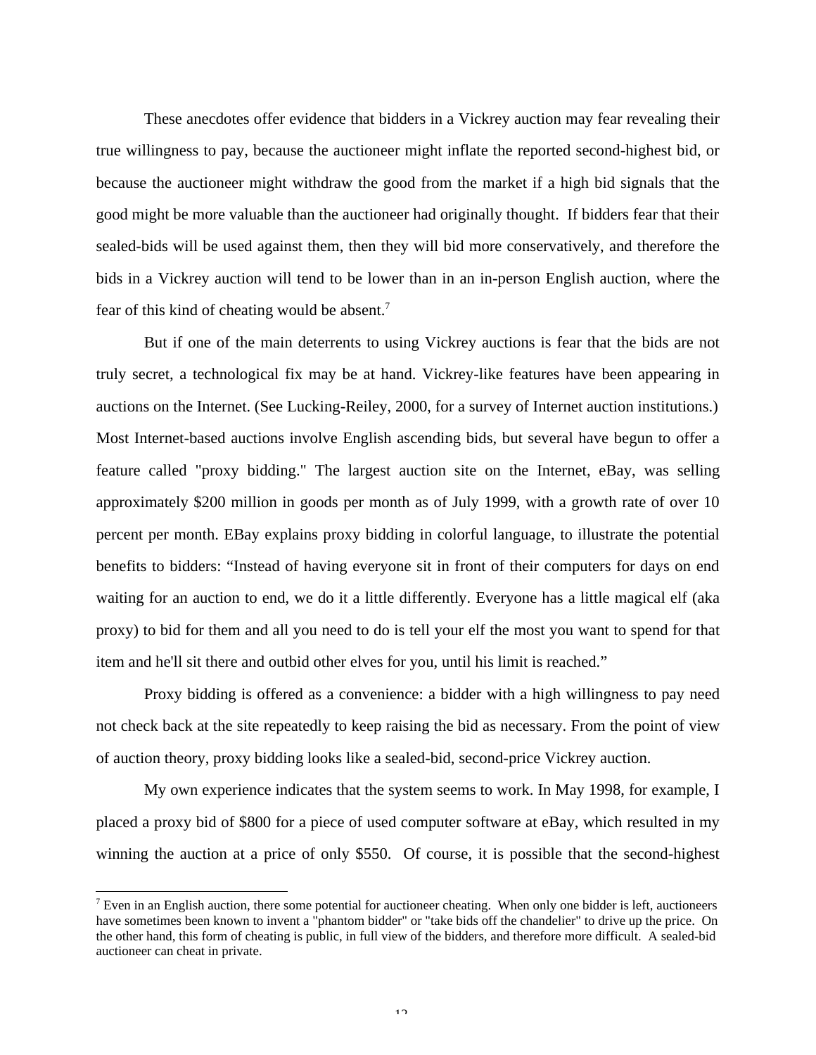These anecdotes offer evidence that bidders in a Vickrey auction may fear revealing their true willingness to pay, because the auctioneer might inflate the reported second-highest bid, or because the auctioneer might withdraw the good from the market if a high bid signals that the good might be more valuable than the auctioneer had originally thought. If bidders fear that their sealed-bids will be used against them, then they will bid more conservatively, and therefore the bids in a Vickrey auction will tend to be lower than in an in-person English auction, where the fear of this kind of cheating would be absent.[7]

But if one of the main deterrents to using Vickrey auctions is fear that the bids are not truly secret, a technological fix may be at hand. Vickrey-like features have been appearing in auctions on the Internet. (See Lucking-Reiley, 2000, for a survey of Internet auction institutions.) Most Internet-based auctions involve English ascending bids, but several have begun to offer a feature called "proxy bidding." The largest auction site on the Internet, eBay, was selling approximately $200 million in goods per month as of July 1999, with a growth rate of over 10 percent per month. EBay explains proxy bidding in colorful language, to illustrate the potential benefits to bidders: "Instead of having everyone sit in front of their computers for days on end waiting for an auction to end, we do it a little differently. Everyone has a little magical elf (aka proxy) to bid for them and all you need to do is tell your elf the most you want to spend for that item and he'll sit there and outbid other elves for you, until his limit is reached."

Proxy bidding is offered as a convenience: a bidder with a high willingness to pay need not check back at the site repeatedly to keep raising the bid as necessary. From the point of view of auction theory, proxy bidding looks like a sealed-bid, second-price Vickrey auction.

My own experience indicates that the system seems to work. In May 1998, for example, I placed a proxy bid of $800 for a piece of used computer software at eBay, which resulted in my winning the auction at a price of only $550. Of course, it is possible that the second-highest

[7] Even in an English auction, there some potential for auctioneer cheating. When only one bidder is left, auctioneers have sometimes been known to invent a "phantom bidder" or "take bids off the chandelier" to drive up the price. On the other hand, this form of cheating is public, in full view of the bidders, and therefore more difficult. A sealed-bid auctioneer can cheat in private.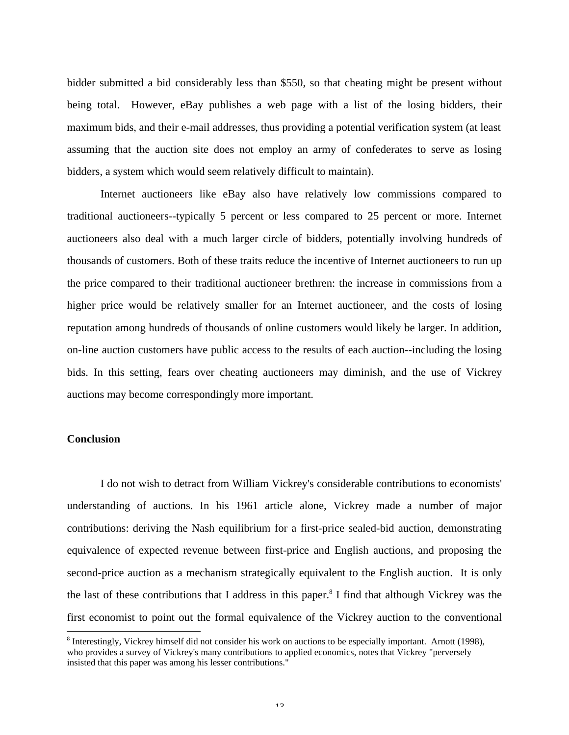bidder submitted a bid considerably less than $550, so that cheating might be present without being total. However, eBay publishes a web page with a list of the losing bidders, their maximum bids, and their e-mail addresses, thus providing a potential verification system (at least assuming that the auction site does not employ an army of confederates to serve as losing bidders, a system which would seem relatively difficult to maintain).

Internet auctioneers like eBay also have relatively low commissions compared to traditional auctioneers--typically 5 percent or less compared to 25 percent or more. Internet auctioneers also deal with a much larger circle of bidders, potentially involving hundreds of thousands of customers. Both of these traits reduce the incentive of Internet auctioneers to run up the price compared to their traditional auctioneer brethren: the increase in commissions from a higher price would be relatively smaller for an Internet auctioneer, and the costs of losing reputation among hundreds of thousands of online customers would likely be larger. In addition, on-line auction customers have public access to the results of each auction--including the losing bids. In this setting, fears over cheating auctioneers may diminish, and the use of Vickrey auctions may become correspondingly more important.

**Conclusion**

I do not wish to detract from William Vickrey's considerable contributions to economists' understanding of auctions. In his 1961 article alone, Vickrey made a number of major contributions: deriving the Nash equilibrium for a first-price sealed-bid auction, demonstrating equivalence of expected revenue between first-price and English auctions, and proposing the second-price auction as a mechanism strategically equivalent to the English auction. It is only the last of these contributions that I address in this paper.[8] I find that although Vickrey was the first economist to point out the formal equivalence of the Vickrey auction to the conventional

[8] Interestingly, Vickrey himself did not consider his work on auctions to be especially important. Arnott (1998), who provides a survey of Vickrey's many contributions to applied economics, notes that Vickrey "perversely insisted that this paper was among his lesser contributions."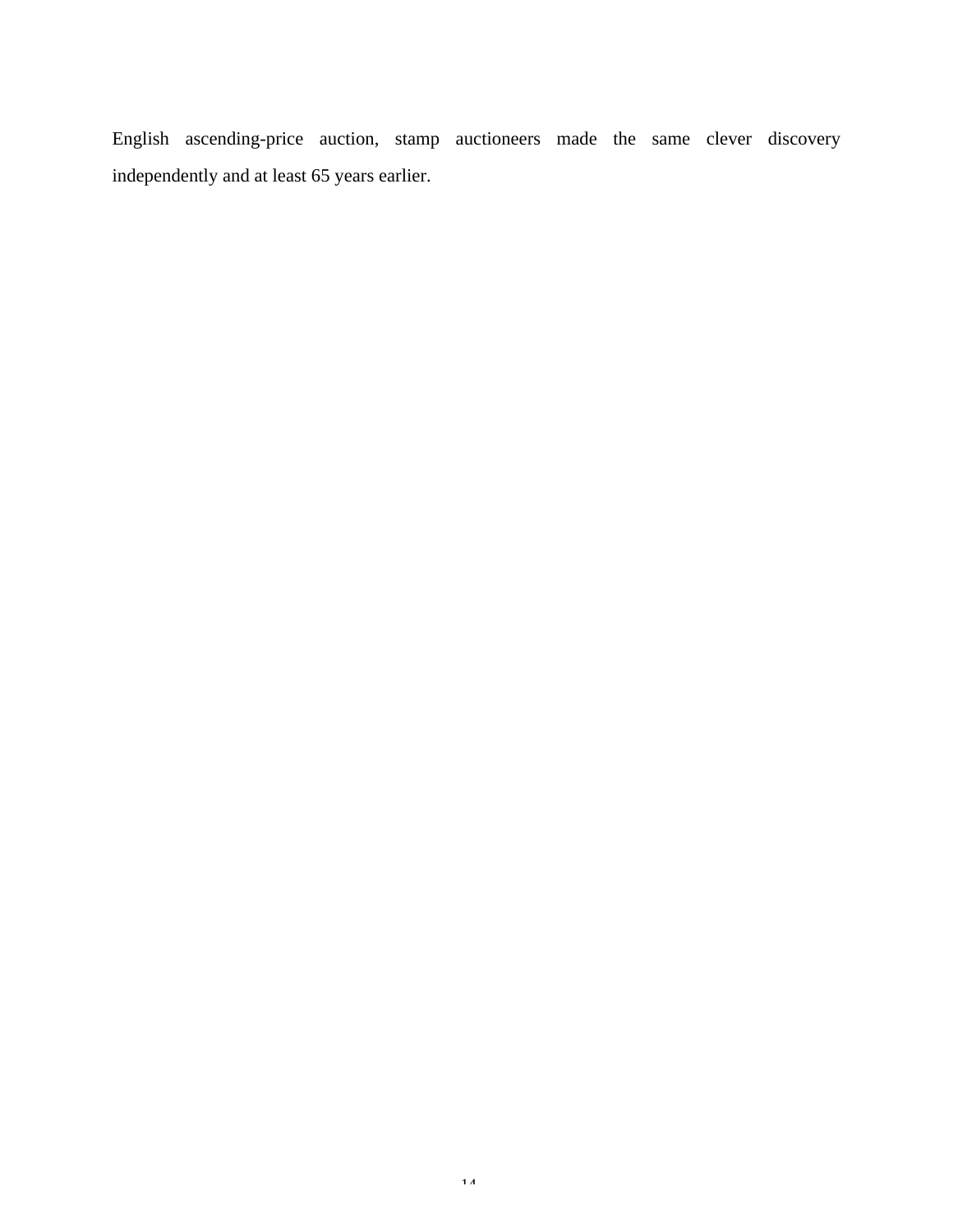English ascending-price auction, stamp auctioneers made the same clever discovery independently and at least 65 years earlier.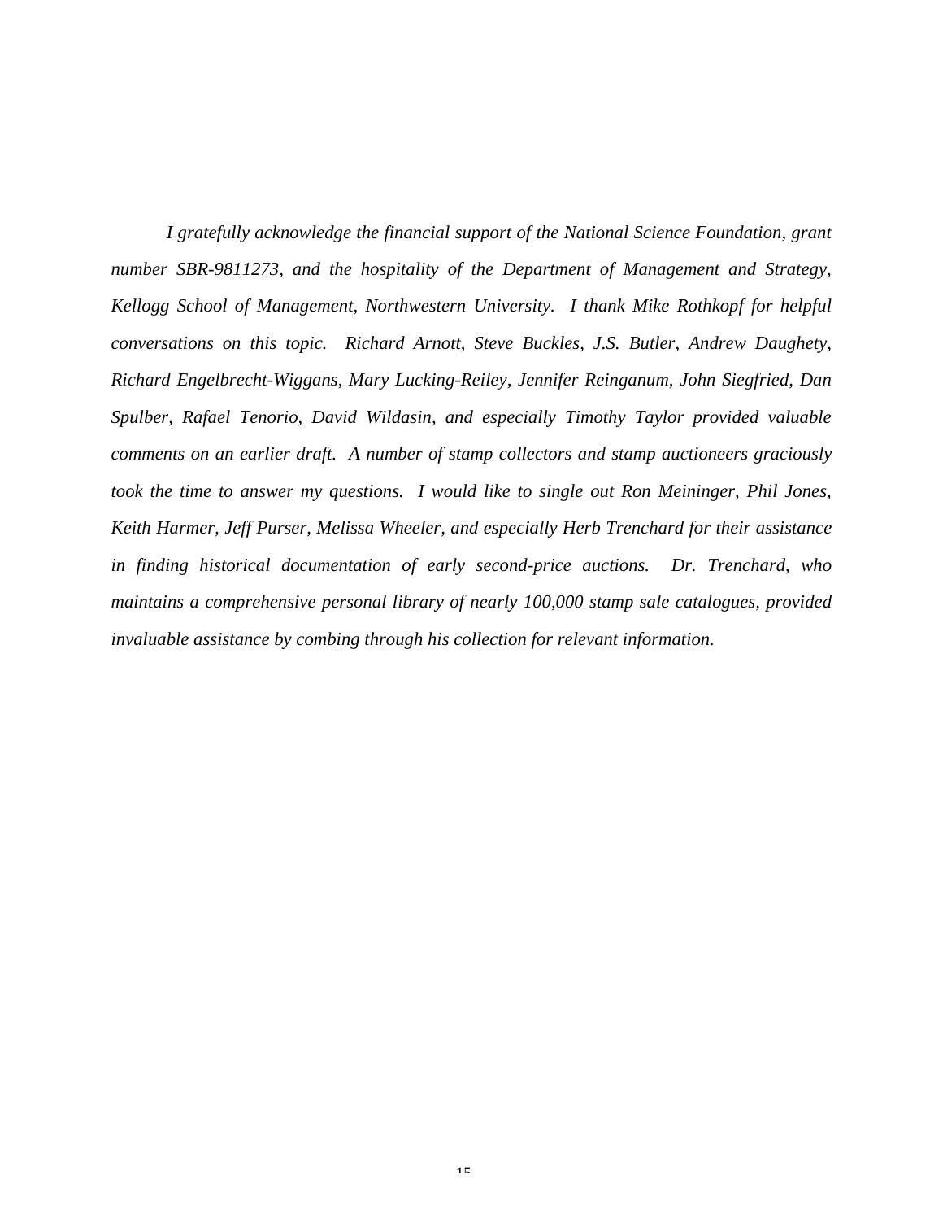*I gratefully acknowledge the financial support of the National Science Foundation, grant number SBR-9811273, and the hospitality of the Department of Management and Strategy, Kellogg School of Management, Northwestern University. I thank Mike Rothkopf for helpful conversations on this topic. Richard Arnott, Steve Buckles, J.S. Butler, Andrew Daughety, Richard Engelbrecht-Wiggans, Mary Lucking-Reiley, Jennifer Reinganum, John Siegfried, Dan Spulber, Rafael Tenorio, David Wildasin, and especially Timothy Taylor provided valuable comments on an earlier draft. A number of stamp collectors and stamp auctioneers graciously took the time to answer my questions. I would like to single out Ron Meininger, Phil Jones, Keith Harmer, Jeff Purser, Melissa Wheeler, and especially Herb Trenchard for their assistance in finding historical documentation of early second-price auctions. Dr. Trenchard, who maintains a comprehensive personal library of nearly 100,000 stamp sale catalogues, provided invaluable assistance by combing through his collection for relevant information.*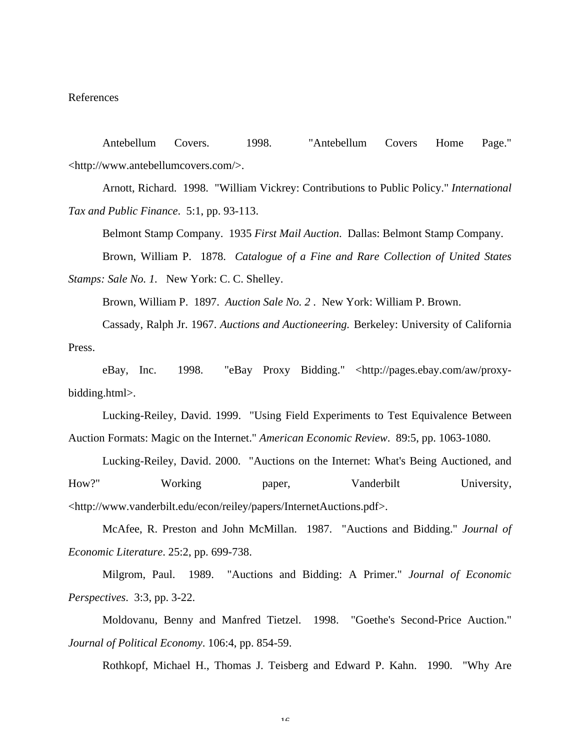# References

Antebellum Covers. 1998. "Antebellum Covers Home Page." <http://www.antebellumcovers.com/>.

Arnott, Richard. 1998. "William Vickrey: Contributions to Public Policy." *International Tax and Public Finance*. 5:1, pp. 93-113.

Belmont Stamp Company. 1935 *First Mail Auction*. Dallas: Belmont Stamp Company.

Brown, William P. 1878. *Catalogue of a Fine and Rare Collection of United States Stamps: Sale No. 1*. New York: C. C. Shelley.

Brown, William P. 1897. *Auction Sale No. 2* . New York: William P. Brown.

Cassady, Ralph Jr. 1967. *Auctions and Auctioneering.* Berkeley: University of California Press.

eBay, Inc. 1998. "eBay Proxy Bidding." <http://pages.ebay.com/aw/proxy-bidding.html>.

Lucking-Reiley, David. 1999. "Using Field Experiments to Test Equivalence Between Auction Formats: Magic on the Internet." *American Economic Review*. 89:5, pp. 1063-1080.

Lucking-Reiley, David. 2000. "Auctions on the Internet: What's Being Auctioned, and How?" Working paper, Vanderbilt University, <http://www.vanderbilt.edu/econ/reiley/papers/InternetAuctions.pdf>.

McAfee, R. Preston and John McMillan. 1987. "Auctions and Bidding." *Journal of Economic Literature*. 25:2, pp. 699-738.

Milgrom, Paul. 1989. "Auctions and Bidding: A Primer." *Journal of Economic Perspectives*. 3:3, pp. 3-22.

Moldovanu, Benny and Manfred Tietzel. 1998. "Goethe's Second-Price Auction." *Journal of Political Economy*. 106:4, pp. 854-59.

Rothkopf, Michael H., Thomas J. Teisberg and Edward P. Kahn. 1990. "Why Are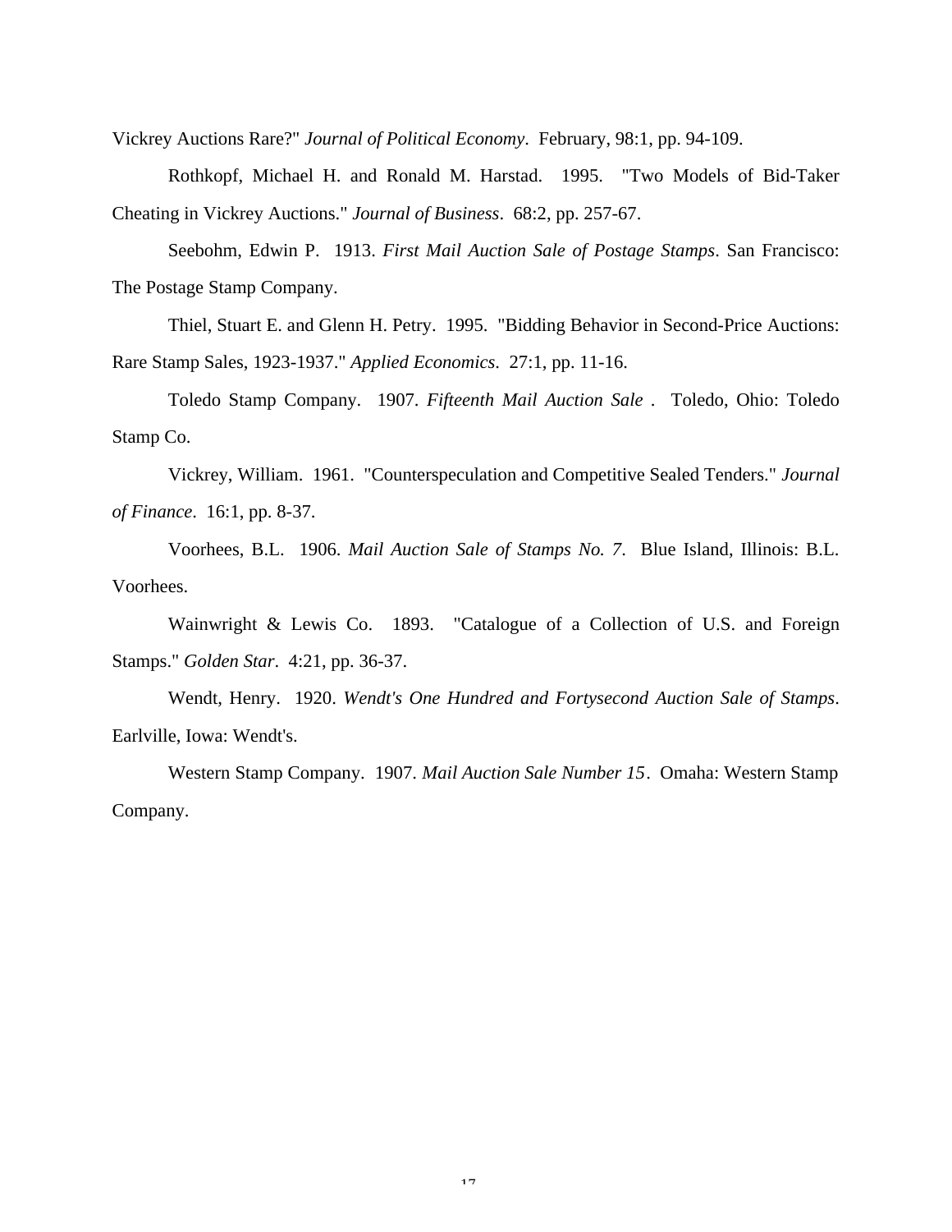Vickrey Auctions Rare?" *Journal of Political Economy*. February, 98:1, pp. 94-109.

Rothkopf, Michael H. and Ronald M. Harstad. 1995. "Two Models of Bid-Taker Cheating in Vickrey Auctions." *Journal of Business*. 68:2, pp. 257-67.

Seebohm, Edwin P. 1913. *First Mail Auction Sale of Postage Stamps*. San Francisco: The Postage Stamp Company.

Thiel, Stuart E. and Glenn H. Petry. 1995. "Bidding Behavior in Second-Price Auctions: Rare Stamp Sales, 1923-1937." *Applied Economics*. 27:1, pp. 11-16.

Toledo Stamp Company. 1907. *Fifteenth Mail Auction Sale* . Toledo, Ohio: Toledo Stamp Co.

Vickrey, William. 1961. "Counterspeculation and Competitive Sealed Tenders." *Journal of Finance*. 16:1, pp. 8-37.

Voorhees, B.L. 1906. *Mail Auction Sale of Stamps No. 7*. Blue Island, Illinois: B.L. Voorhees.

Wainwright & Lewis Co. 1893. "Catalogue of a Collection of U.S. and Foreign Stamps." *Golden Star*. 4:21, pp. 36-37.

Wendt, Henry. 1920. *Wendt's One Hundred and Fortysecond Auction Sale of Stamps*. Earlville, Iowa: Wendt's.

Western Stamp Company. 1907. *Mail Auction Sale Number 15*. Omaha: Western Stamp Company.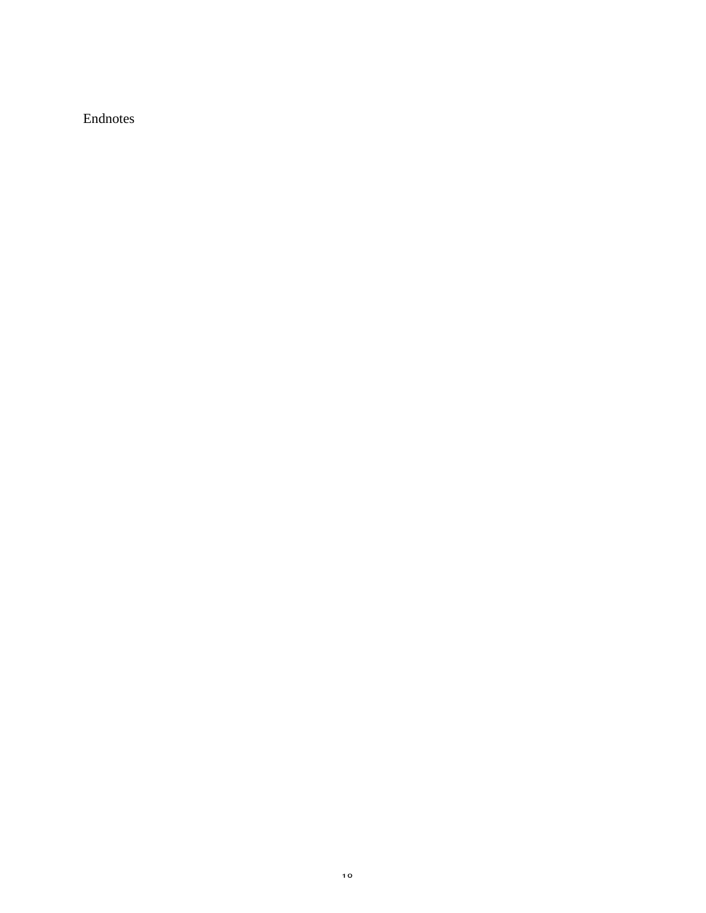Endnotes